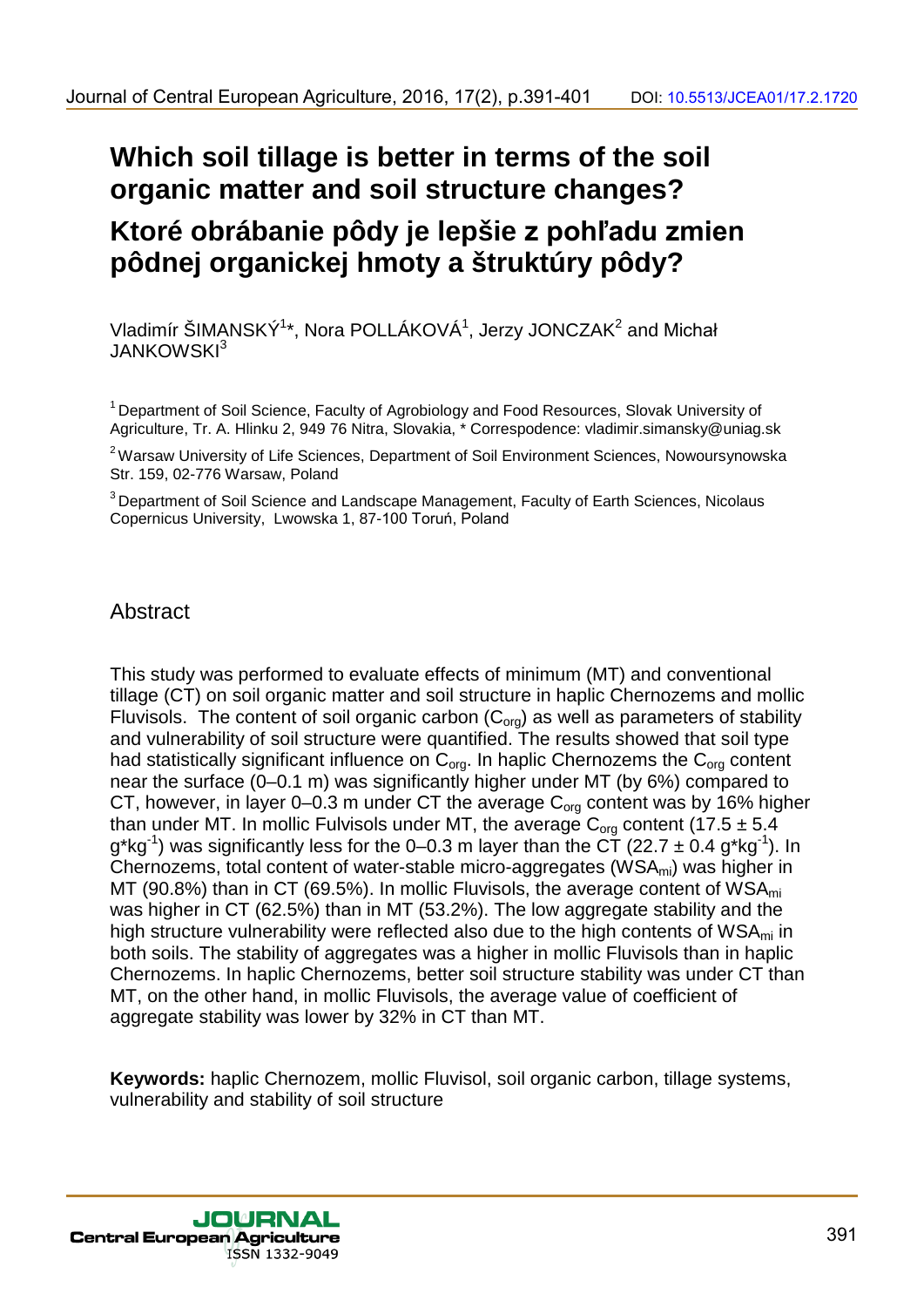# Which soil tillage is better in terms of the soil organic matter and soil structure changes?

# Ktoré obrábanie pôdy je lepšie z pohľadu zmien pôdnej organickej hmoty a štruktúry pôdy?

Vladimír ŠIMANSKÝ[1]*, Nora POLLÁKOVÁ[1], Jerzy JONCZAK[2] and Michał JANKOWSKI[3]

[1] Department of Soil Science, Faculty of Agrobiology and Food Resources, Slovak University of Agriculture, Tr. A. Hlinku 2, 949 76 Nitra, Slovakia, * Correspodence: vladimir.simansky@uniag.sk

[2] Warsaw University of Life Sciences, Department of Soil Environment Sciences, Nowoursynowska Str. 159, 02-776 Warsaw, Poland

[3] Department of Soil Science and Landscape Management, Faculty of Earth Sciences, Nicolaus Copernicus University, Lwowska 1, 87-100 Toruń, Poland

## Abstract

This study was performed to evaluate effects of minimum (MT) and conventional tillage (CT) on soil organic matter and soil structure in haplic Chernozems and mollic Fluvisols. The content of soil organic carbon ($C_{org}$) as well as parameters of stability and vulnerability of soil structure were quantified. The results showed that soil type had statistically significant influence on $C_{org}$. In haplic Chernozems the $C_{org}$ content near the surface (0–0.1 m) was significantly higher under MT (by 6%) compared to CT, however, in layer 0–0.3 m under CT the average $C_{org}$ content was by 16% higher than under MT. In mollic Fulvisols under MT, the average $C_{org}$ content ($17.5 \pm 5.4$ $g*kg^{-1}$) was significantly less for the 0–0.3 m layer than the CT ($22.7 \pm 0.4$ $g*kg^{-1}$). In Chernozems, total content of water-stable micro-aggregates ($WSA_{mi}$) was higher in MT (90.8%) than in CT (69.5%). In mollic Fluvisols, the average content of $WSA_{mi}$ was higher in CT (62.5%) than in MT (53.2%). The low aggregate stability and the high structure vulnerability were reflected also due to the high contents of $WSA_{mi}$ in both soils. The stability of aggregates was a higher in mollic Fluvisols than in haplic Chernozems. In haplic Chernozems, better soil structure stability was under CT than MT, on the other hand, in mollic Fluvisols, the average value of coefficient of aggregate stability was lower by 32% in CT than MT.

**Keywords:** haplic Chernozem, mollic Fluvisol, soil organic carbon, tillage systems, vulnerability and stability of soil structure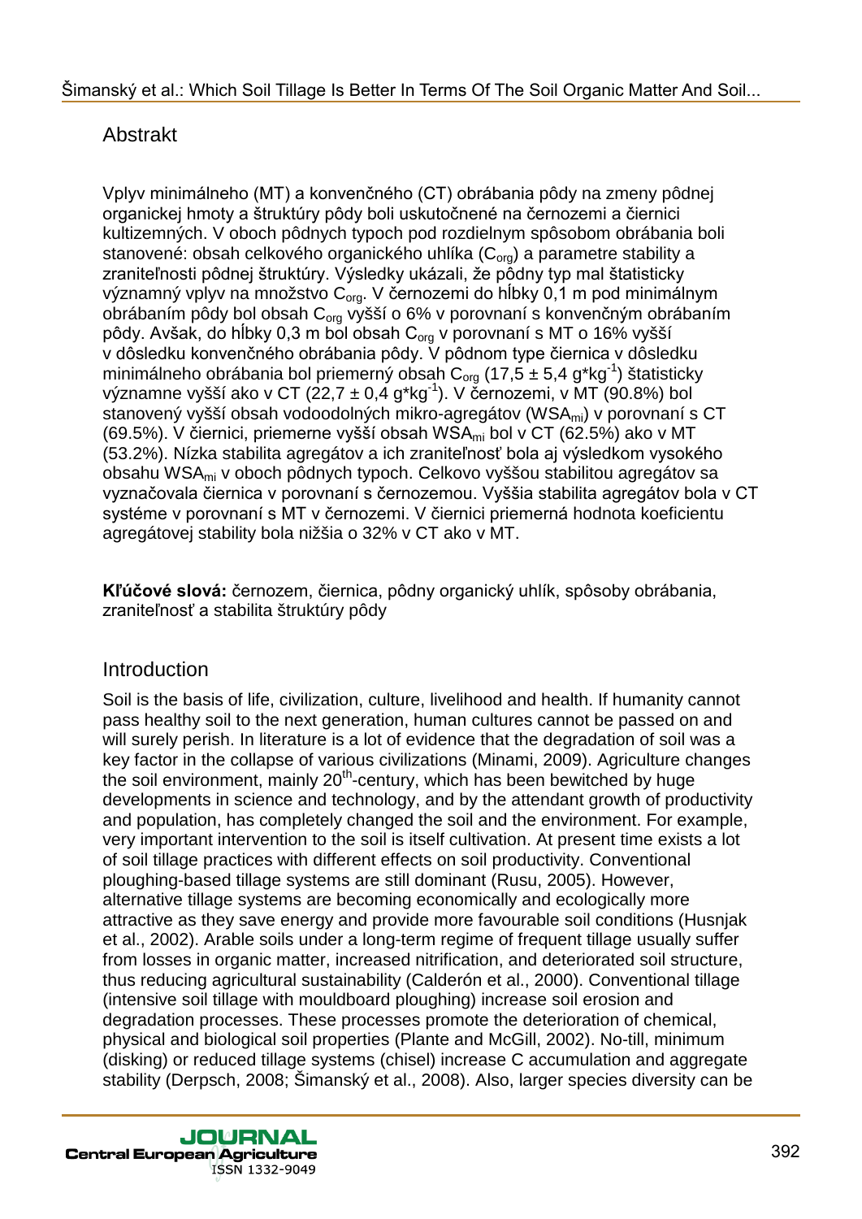## Abstrakt

Vplyv minimálneho (MT) a konvenčného (CT) obrábania pôdy na zmeny pôdnej organickej hmoty a štruktúry pôdy boli uskutočnené na černozemi a čiernici kultizemných. V oboch pôdnych typoch pod rozdielnym spôsobom obrábania boli stanovené: obsah celkového organického uhlíka ($C_{org}$) a parametre stability a zraniteľnosti pôdnej štruktúry. Výsledky ukázali, že pôdny typ mal štatisticky významný vplyv na množstvo $C_{org}$. V černozemi do hĺbky 0,1 m pod minimálnym obrábaním pôdy bol obsah $C_{org}$ vyšší o 6% v porovnaní s konvenčným obrábaním pôdy. Avšak, do hĺbky 0,3 m bol obsah $C_{org}$ v porovnaní s MT o 16% vyšší v dôsledku konvenčného obrábania pôdy. V pôdnom type čiernica v dôsledku minimálneho obrábania bol priemerný obsah $C_{org}$ (17,5 ± 5,4 g*kg$^{-1}$) štatisticky významne vyšší ako v CT (22,7 ± 0,4 g*kg$^{-1}$). V černozemi, v MT (90.8%) bol stanovený vyšší obsah vodoodolných mikro-agregátov ($WSA_{mi}$) v porovnaní s CT (69.5%). V čiernici, priemerne vyšší obsah $WSA_{mi}$ bol v CT (62.5%) ako v MT (53.2%). Nízka stabilita agregátov a ich zraniteľnosť bola aj výsledkom vysokého obsahu $WSA_{mi}$ v oboch pôdnych typoch. Celkovo vyššou stabilitou agregátov sa vyznačovala čiernica v porovnaní s černozemou. Vyššia stabilita agregátov bola v CT systéme v porovnaní s MT v černozemi. V čiernici priemerná hodnota koeficientu agregátovej stability bola nižšia o 32% v CT ako v MT.

**Kľúčové slová:** černozem, čiernica, pôdny organický uhlík, spôsoby obrábania, zraniteľnosť a stabilita štruktúry pôdy

## Introduction

Soil is the basis of life, civilization, culture, livelihood and health. If humanity cannot pass healthy soil to the next generation, human cultures cannot be passed on and will surely perish. In literature is a lot of evidence that the degradation of soil was a key factor in the collapse of various civilizations (Minami, 2009). Agriculture changes the soil environment, mainly 20$^{th}$-century, which has been bewitched by huge developments in science and technology, and by the attendant growth of productivity and population, has completely changed the soil and the environment. For example, very important intervention to the soil is itself cultivation. At present time exists a lot of soil tillage practices with different effects on soil productivity. Conventional ploughing-based tillage systems are still dominant (Rusu, 2005). However, alternative tillage systems are becoming economically and ecologically more attractive as they save energy and provide more favourable soil conditions (Husnjak et al., 2002). Arable soils under a long-term regime of frequent tillage usually suffer from losses in organic matter, increased nitrification, and deteriorated soil structure, thus reducing agricultural sustainability (Calderón et al., 2000). Conventional tillage (intensive soil tillage with mouldboard ploughing) increase soil erosion and degradation processes. These processes promote the deterioration of chemical, physical and biological soil properties (Plante and McGill, 2002). No-till, minimum (disking) or reduced tillage systems (chisel) increase C accumulation and aggregate stability (Derpsch, 2008; Šimanský et al., 2008). Also, larger species diversity can be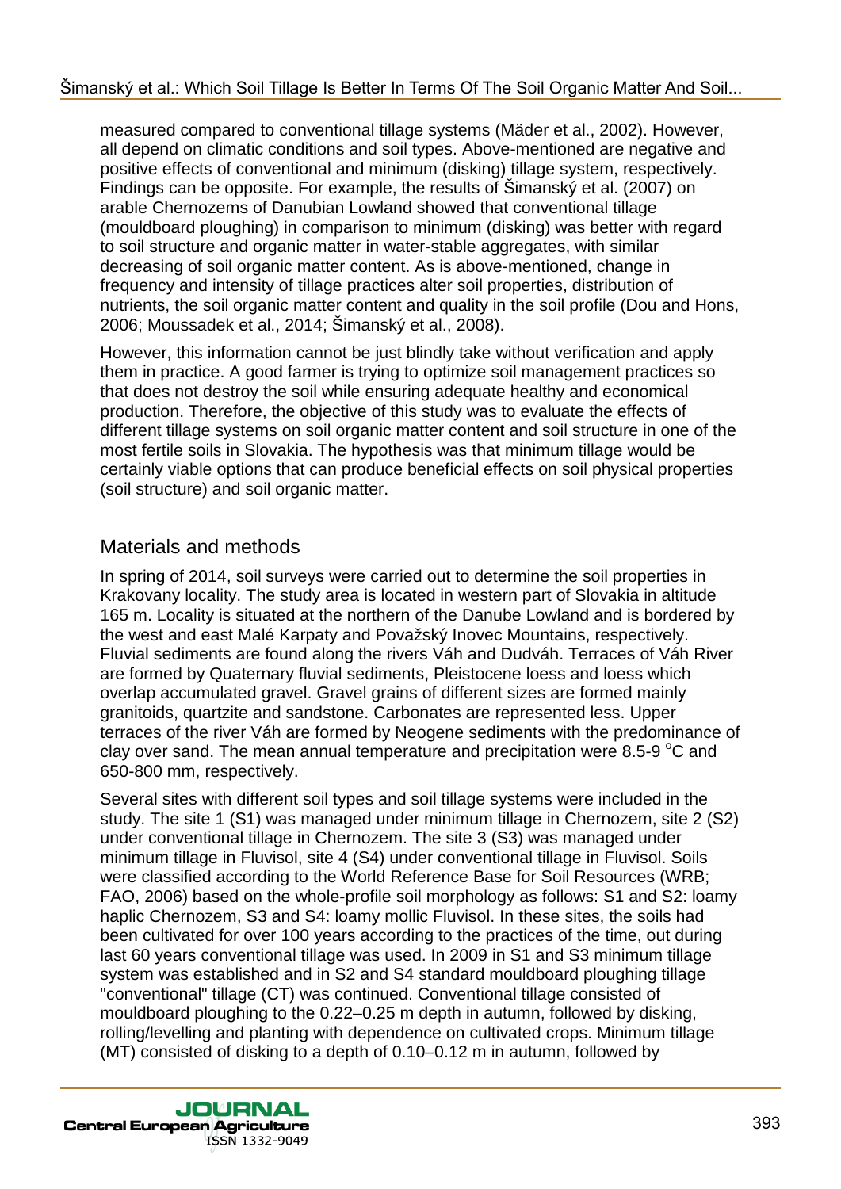measured compared to conventional tillage systems (Mäder et al., 2002). However, all depend on climatic conditions and soil types. Above-mentioned are negative and positive effects of conventional and minimum (disking) tillage system, respectively. Findings can be opposite. For example, the results of Šimanský et al. (2007) on arable Chernozems of Danubian Lowland showed that conventional tillage (mouldboard ploughing) in comparison to minimum (disking) was better with regard to soil structure and organic matter in water-stable aggregates, with similar decreasing of soil organic matter content. As is above-mentioned, change in frequency and intensity of tillage practices alter soil properties, distribution of nutrients, the soil organic matter content and quality in the soil profile (Dou and Hons, 2006; Moussadek et al., 2014; Šimanský et al., 2008).

However, this information cannot be just blindly take without verification and apply them in practice. A good farmer is trying to optimize soil management practices so that does not destroy the soil while ensuring adequate healthy and economical production. Therefore, the objective of this study was to evaluate the effects of different tillage systems on soil organic matter content and soil structure in one of the most fertile soils in Slovakia. The hypothesis was that minimum tillage would be certainly viable options that can produce beneficial effects on soil physical properties (soil structure) and soil organic matter.

## Materials and methods

In spring of 2014, soil surveys were carried out to determine the soil properties in Krakovany locality. The study area is located in western part of Slovakia in altitude 165 m. Locality is situated at the northern of the Danube Lowland and is bordered by the west and east Malé Karpaty and Považský Inovec Mountains, respectively. Fluvial sediments are found along the rivers Váh and Dudváh. Terraces of Váh River are formed by Quaternary fluvial sediments, Pleistocene loess and loess which overlap accumulated gravel. Gravel grains of different sizes are formed mainly granitoids, quartzite and sandstone. Carbonates are represented less. Upper terraces of the river Váh are formed by Neogene sediments with the predominance of clay over sand. The mean annual temperature and precipitation were 8.5-9 °C and 650-800 mm, respectively.

Several sites with different soil types and soil tillage systems were included in the study. The site 1 (S1) was managed under minimum tillage in Chernozem, site 2 (S2) under conventional tillage in Chernozem. The site 3 (S3) was managed under minimum tillage in Fluvisol, site 4 (S4) under conventional tillage in Fluvisol. Soils were classified according to the World Reference Base for Soil Resources (WRB; FAO, 2006) based on the whole-profile soil morphology as follows: S1 and S2: loamy haplic Chernozem, S3 and S4: loamy mollic Fluvisol. In these sites, the soils had been cultivated for over 100 years according to the practices of the time, out during last 60 years conventional tillage was used. In 2009 in S1 and S3 minimum tillage system was established and in S2 and S4 standard mouldboard ploughing tillage "conventional" tillage (CT) was continued. Conventional tillage consisted of mouldboard ploughing to the 0.22–0.25 m depth in autumn, followed by disking, rolling/levelling and planting with dependence on cultivated crops. Minimum tillage (MT) consisted of disking to a depth of 0.10–0.12 m in autumn, followed by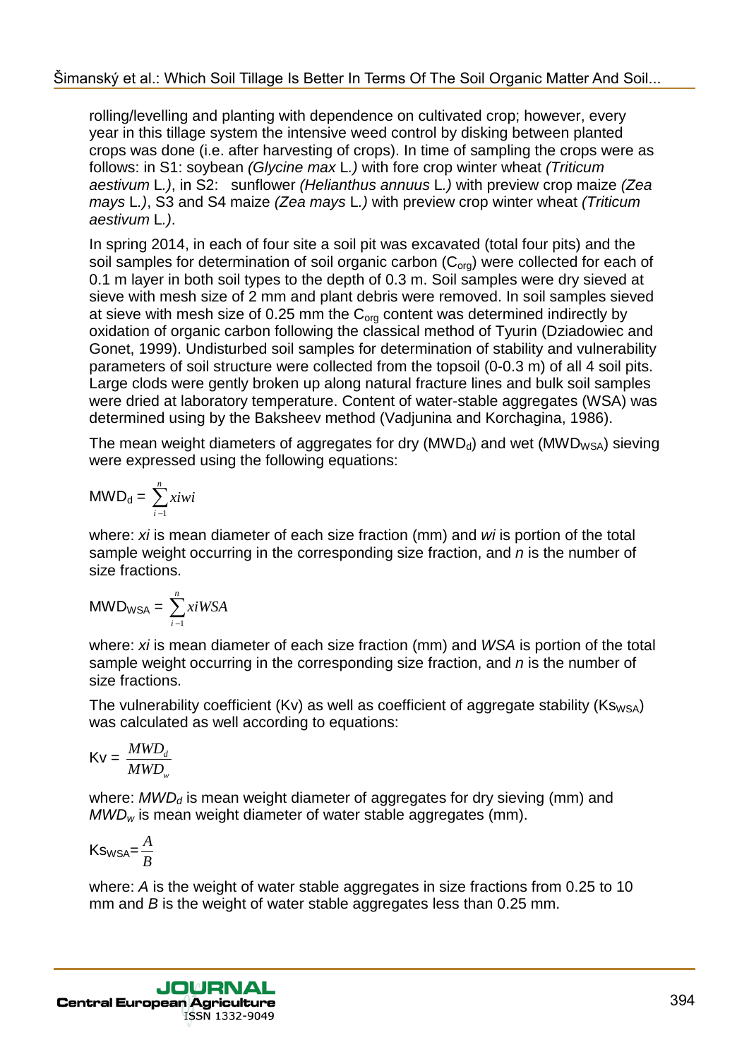rolling/levelling and planting with dependence on cultivated crop; however, every year in this tillage system the intensive weed control by disking between planted crops was done (i.e. after harvesting of crops). In time of sampling the crops were as follows: in S1: soybean *(Glycine max* L.*)* with fore crop winter wheat *(Triticum aestivum* L.*)*, in S2: sunflower *(Helianthus annuus* L.*)* with preview crop maize *(Zea mays* L.*)*, S3 and S4 maize *(Zea mays* L.*)* with preview crop winter wheat *(Triticum aestivum* L.*)*.

In spring 2014, in each of four site a soil pit was excavated (total four pits) and the soil samples for determination of soil organic carbon ($C_{org}$) were collected for each of 0.1 m layer in both soil types to the depth of 0.3 m. Soil samples were dry sieved at sieve with mesh size of 2 mm and plant debris were removed. In soil samples sieved at sieve with mesh size of 0.25 mm the $C_{org}$ content was determined indirectly by oxidation of organic carbon following the classical method of Tyurin (Dziadowiec and Gonet, 1999). Undisturbed soil samples for determination of stability and vulnerability parameters of soil structure were collected from the topsoil (0-0.3 m) of all 4 soil pits. Large clods were gently broken up along natural fracture lines and bulk soil samples were dried at laboratory temperature. Content of water-stable aggregates (WSA) was determined using by the Baksheev method (Vadjunina and Korchagina, 1986).

The mean weight diameters of aggregates for dry ($MWD_d$) and wet ($MWD_{WSA}$) sieving were expressed using the following equations:

$$MWD_d = \sum_{i-1}^{n} xiwi$$

where: *xi* is mean diameter of each size fraction (mm) and *wi* is portion of the total sample weight occurring in the corresponding size fraction, and *n* is the number of size fractions.

$$MWD_{WSA} = \sum_{i-1}^{n} xiWSA$$

where: *xi* is mean diameter of each size fraction (mm) and *WSA* is portion of the total sample weight occurring in the corresponding size fraction, and *n* is the number of size fractions.

The vulnerability coefficient (Kv) as well as coefficient of aggregate stability ($Ks_{WSA}$) was calculated as well according to equations:

$$Kv = \frac{MWD_d}{MWD_w}$$

where: $MWD_d$ is mean weight diameter of aggregates for dry sieving (mm) and $MWD_w$ is mean weight diameter of water stable aggregates (mm).

$$Ks_{WSA} = \frac{A}{B}$$

where: *A* is the weight of water stable aggregates in size fractions from 0.25 to 10 mm and *B* is the weight of water stable aggregates less than 0.25 mm.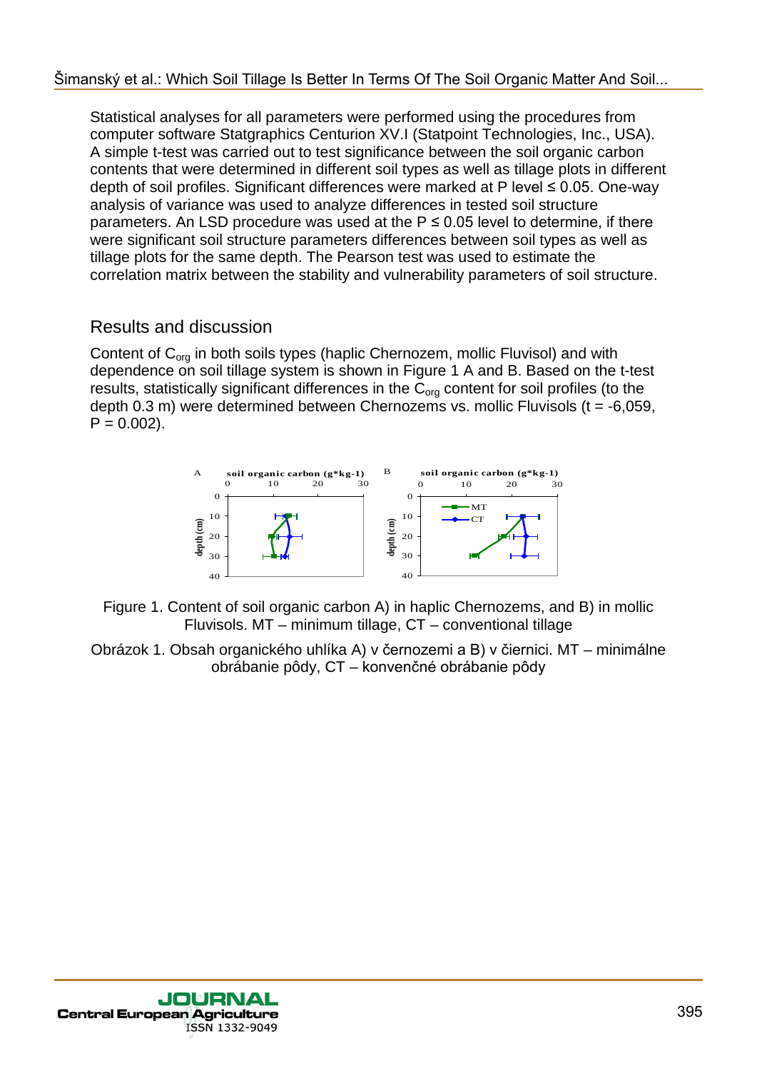Statistical analyses for all parameters were performed using the procedures from computer software Statgraphics Centurion XV.I (Statpoint Technologies, Inc., USA). A simple t-test was carried out to test significance between the soil organic carbon contents that were determined in different soil types as well as tillage plots in different depth of soil profiles. Significant differences were marked at P level ≤ 0.05. One-way analysis of variance was used to analyze differences in tested soil structure parameters. An LSD procedure was used at the P ≤ 0.05 level to determine, if there were significant soil structure parameters differences between soil types as well as tillage plots for the same depth. The Pearson test was used to estimate the correlation matrix between the stability and vulnerability parameters of soil structure.

## Results and discussion

Content of $C_{org}$ in both soils types (haplic Chernozem, mollic Fluvisol) and with dependence on soil tillage system is shown in Figure 1 A and B. Based on the t-test results, statistically significant differences in the $C_{org}$ content for soil profiles (to the depth 0.3 m) were determined between Chernozems vs. mollic Fluvisols (t = -6,059, P = 0.002).

Figure 1. Content of soil organic carbon A) in haplic Chernozems, and B) in mollic Fluvisols. MT – minimum tillage, CT – conventional tillage

Obrázok 1. Obsah organického uhlíka A) v černozemi a B) v čiernici. MT – minimálne obrábanie pôdy, CT – konvenčné obrábanie pôdy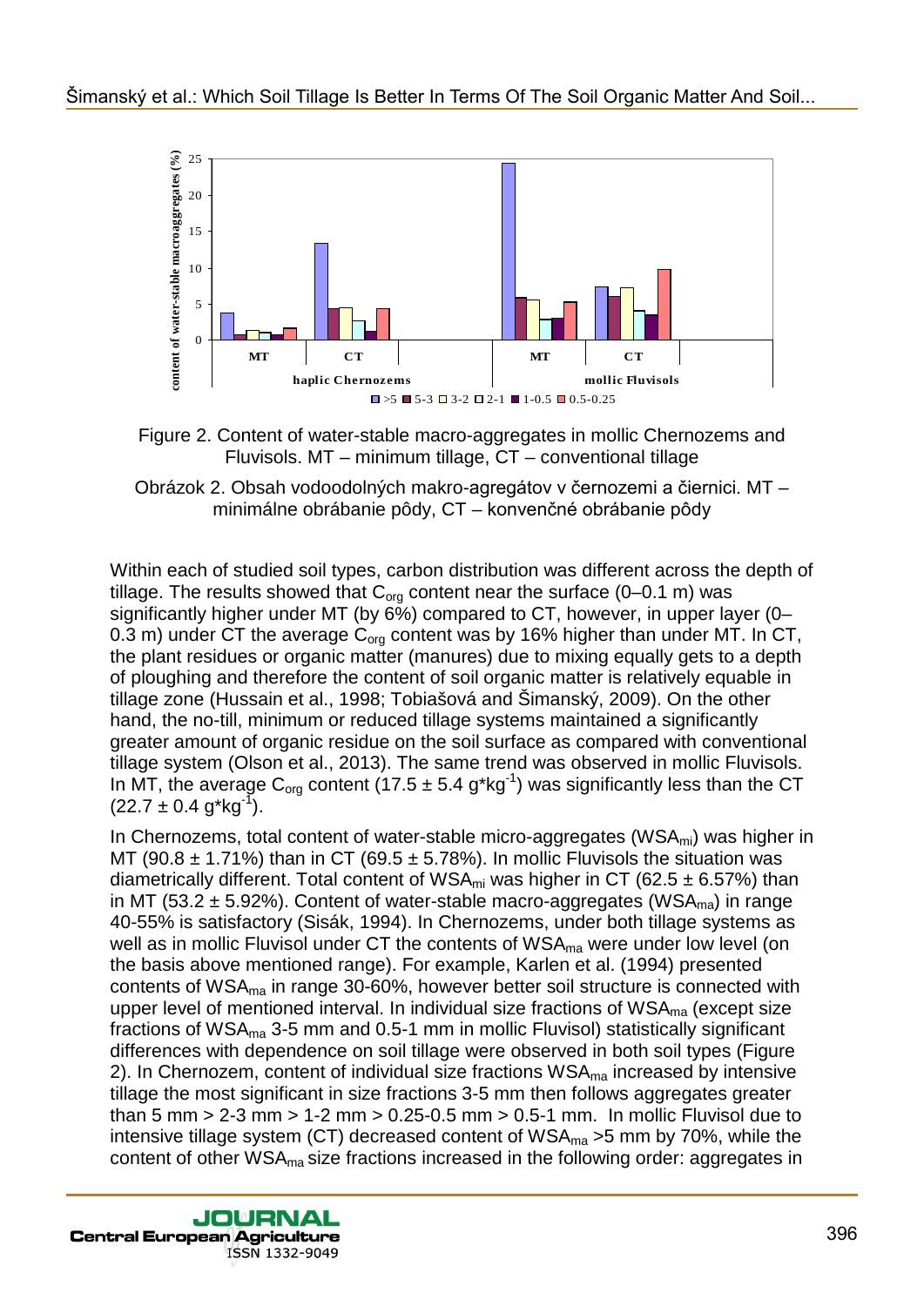Figure 2. Content of water-stable macro-aggregates in mollic Chernozems and Fluvisols. MT – minimum tillage, CT – conventional tillage

Obrázok 2. Obsah vodoodolných makro-agregátov v černozemi a čiernici. MT – minimálne obrábanie pôdy, CT – konvenčné obrábanie pôdy

Within each of studied soil types, carbon distribution was different across the depth of tillage. The results showed that $C_{org}$ content near the surface (0–0.1 m) was significantly higher under MT (by 6%) compared to CT, however, in upper layer (0–0.3 m) under CT the average $C_{org}$ content was by 16% higher than under MT. In CT, the plant residues or organic matter (manures) due to mixing equally gets to a depth of ploughing and therefore the content of soil organic matter is relatively equable in tillage zone (Hussain et al., 1998; Tobiašová and Šimanský, 2009). On the other hand, the no-till, minimum or reduced tillage systems maintained a significantly greater amount of organic residue on the soil surface as compared with conventional tillage system (Olson et al., 2013). The same trend was observed in mollic Fluvisols. In MT, the average $C_{org}$ content ($17.5 \pm 5.4$ g*kg$^{-1}$) was significantly less than the CT ($22.7 \pm 0.4$ g*kg$^{-1}$).

In Chernozems, total content of water-stable micro-aggregates ($WSA_{mi}$) was higher in MT ($90.8 \pm 1.71$%) than in CT ($69.5 \pm 5.78$%). In mollic Fluvisols the situation was diametrically different. Total content of $WSA_{mi}$ was higher in CT ($62.5 \pm 6.57$%) than in MT ($53.2 \pm 5.92$%). Content of water-stable macro-aggregates ($WSA_{ma}$) in range 40-55% is satisfactory (Sisák, 1994). In Chernozems, under both tillage systems as well as in mollic Fluvisol under CT the contents of $WSA_{ma}$ were under low level (on the basis above mentioned range). For example, Karlen et al. (1994) presented contents of $WSA_{ma}$ in range 30-60%, however better soil structure is connected with upper level of mentioned interval. In individual size fractions of $WSA_{ma}$ (except size fractions of $WSA_{ma}$ 3-5 mm and 0.5-1 mm in mollic Fluvisol) statistically significant differences with dependence on soil tillage were observed in both soil types (Figure 2). In Chernozem, content of individual size fractions $WSA_{ma}$ increased by intensive tillage the most significant in size fractions 3-5 mm then follows aggregates greater than 5 mm > 2-3 mm > 1-2 mm > 0.25-0.5 mm > 0.5-1 mm. In mollic Fluvisol due to intensive tillage system (CT) decreased content of $WSA_{ma}$ >5 mm by 70%, while the content of other $WSA_{ma}$ size fractions increased in the following order: aggregates in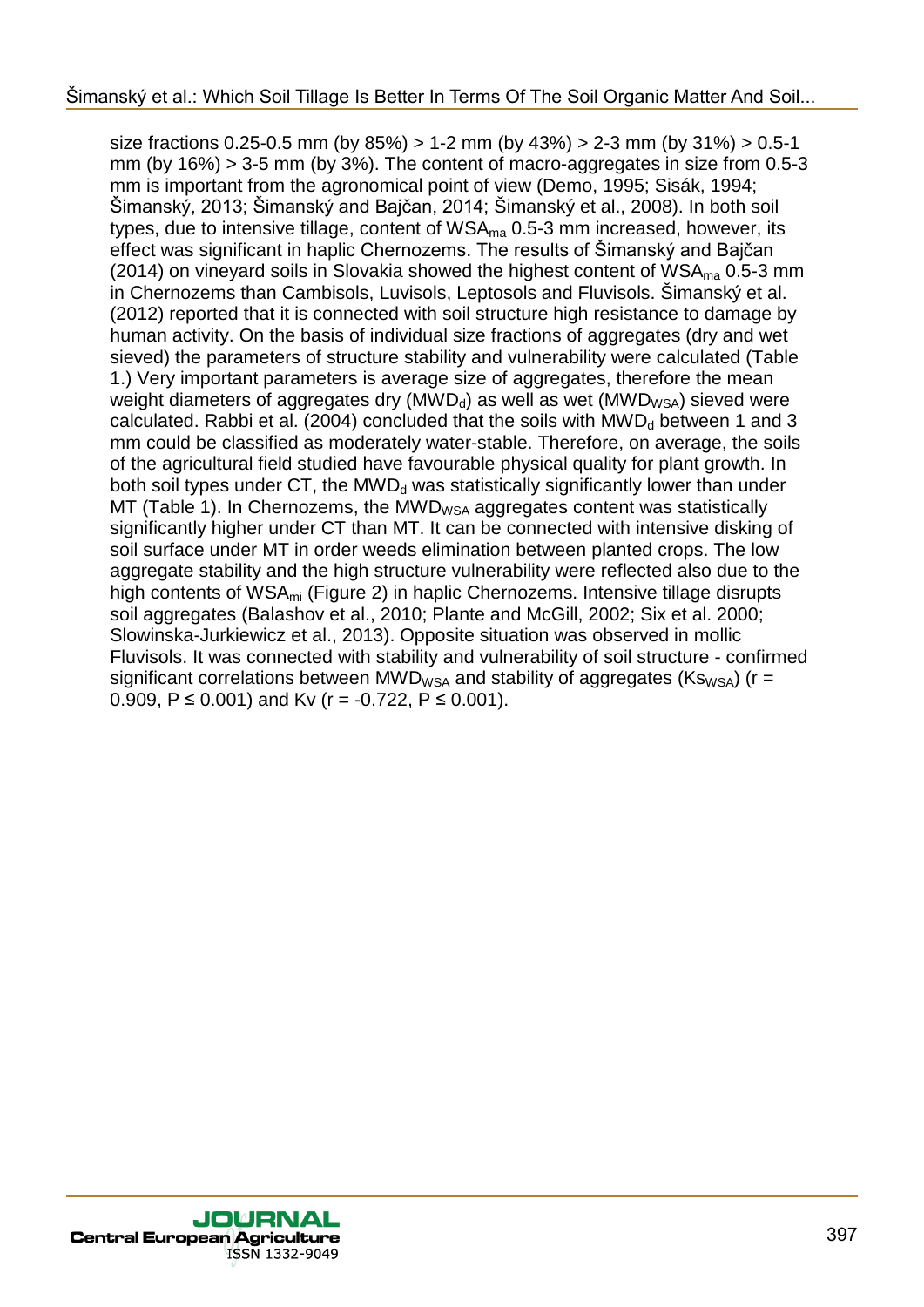size fractions 0.25-0.5 mm (by 85%) > 1-2 mm (by 43%) > 2-3 mm (by 31%) > 0.5-1 mm (by 16%) > 3-5 mm (by 3%). The content of macro-aggregates in size from 0.5-3 mm is important from the agronomical point of view (Demo, 1995; Sisák, 1994; Šimanský, 2013; Šimanský and Bajčan, 2014; Šimanský et al., 2008). In both soil types, due to intensive tillage, content of $WSA_{ma}$ 0.5-3 mm increased, however, its effect was significant in haplic Chernozems. The results of Šimanský and Bajčan (2014) on vineyard soils in Slovakia showed the highest content of $WSA_{ma}$ 0.5-3 mm in Chernozems than Cambisols, Luvisols, Leptosols and Fluvisols. Šimanský et al. (2012) reported that it is connected with soil structure high resistance to damage by human activity. On the basis of individual size fractions of aggregates (dry and wet sieved) the parameters of structure stability and vulnerability were calculated (Table 1.) Very important parameters is average size of aggregates, therefore the mean weight diameters of aggregates dry ($MWD_d$) as well as wet ($MWD_{WSA}$) sieved were calculated. Rabbi et al. (2004) concluded that the soils with $MWD_d$ between 1 and 3 mm could be classified as moderately water-stable. Therefore, on average, the soils of the agricultural field studied have favourable physical quality for plant growth. In both soil types under CT, the $MWD_d$ was statistically significantly lower than under MT (Table 1). In Chernozems, the $MWD_{WSA}$ aggregates content was statistically significantly higher under CT than MT. It can be connected with intensive disking of soil surface under MT in order weeds elimination between planted crops. The low aggregate stability and the high structure vulnerability were reflected also due to the high contents of $WSA_{mi}$ (Figure 2) in haplic Chernozems. Intensive tillage disrupts soil aggregates (Balashov et al., 2010; Plante and McGill, 2002; Six et al. 2000; Slowinska-Jurkiewicz et al., 2013). Opposite situation was observed in mollic Fluvisols. It was connected with stability and vulnerability of soil structure - confirmed significant correlations between $MWD_{WSA}$ and stability of aggregates ($Ks_{WSA}$) ($r = 0.909$, $P \leq 0.001$) and Kv ($r = -0.722$, $P \leq 0.001$).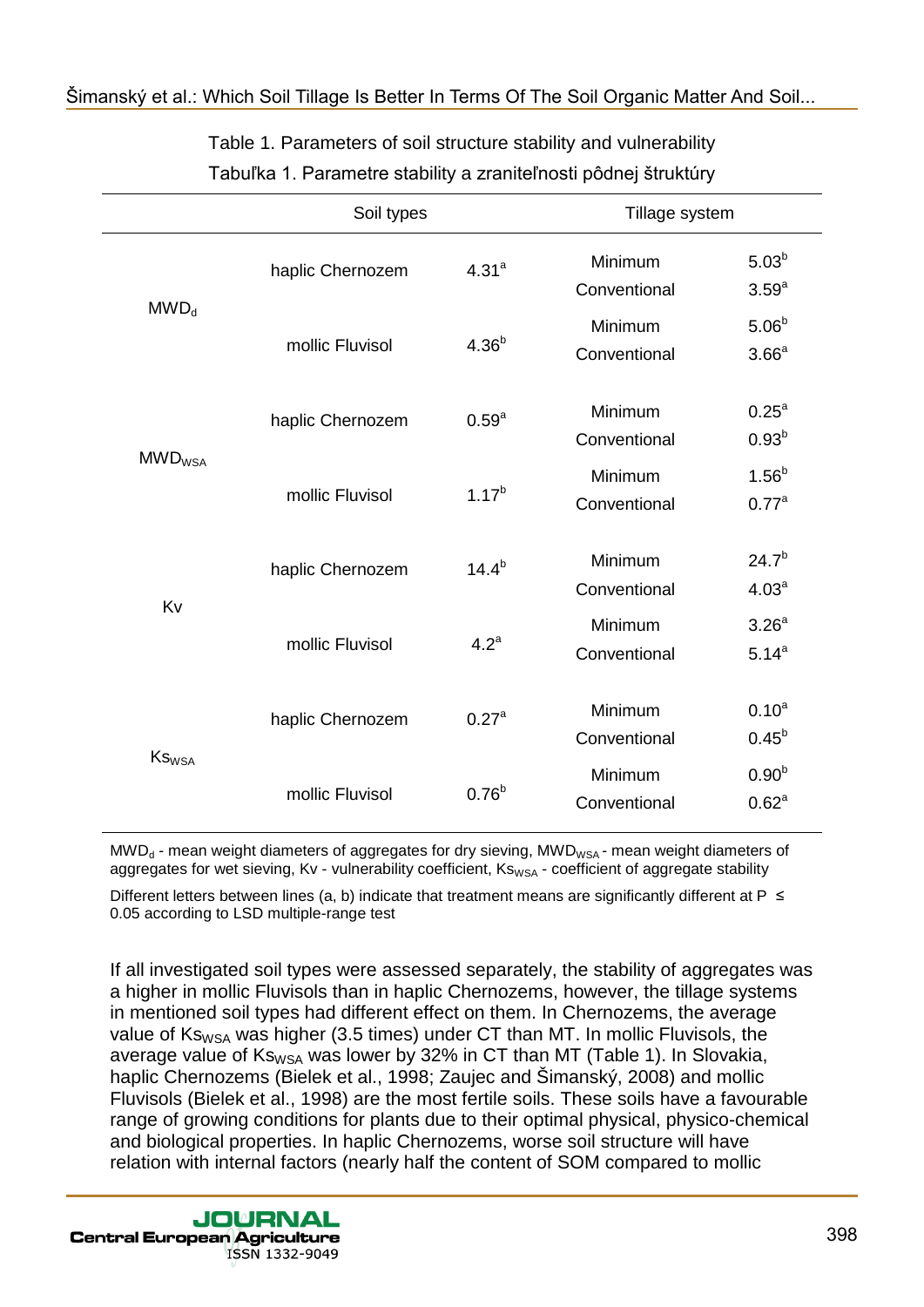Table 1. Parameters of soil structure stability and vulnerability

Tabuľka 1. Parametre stability a zraniteľnosti pôdnej štruktúry

| | Soil types | | Tillage system | |
|---|---|---|---|---|
| $MWD_d$ | haplic Chernozem | $4.31^a$ | Minimum | $5.03^b$ |
| | | | Conventional | $3.59^a$ |
| | mollic Fluvisol | $4.36^b$ | Minimum | $5.06^b$ |
| | | | Conventional | $3.66^a$ |
| $MWD_{WSA}$ | haplic Chernozem | $0.59^a$ | Minimum | $0.25^a$ |
| | | | Conventional | $0.93^b$ |
| | mollic Fluvisol | $1.17^b$ | Minimum | $1.56^b$ |
| | | | Conventional | $0.77^a$ |
| Kv | haplic Chernozem | $14.4^b$ | Minimum | $24.7^b$ |
| | | | Conventional | $4.03^a$ |
| | mollic Fluvisol | $4.2^a$ | Minimum | $3.26^a$ |
| | | | Conventional | $5.14^a$ |
| $Ks_{WSA}$ | haplic Chernozem | $0.27^a$ | Minimum | $0.10^a$ |
| | | | Conventional | $0.45^b$ |
| | mollic Fluvisol | $0.76^b$ | Minimum | $0.90^b$ |
| | | | Conventional | $0.62^a$ |

$MWD_d$ - mean weight diameters of aggregates for dry sieving, $MWD_{WSA}$ - mean weight diameters of aggregates for wet sieving, Kv - vulnerability coefficient, $Ks_{WSA}$ - coefficient of aggregate stability

Different letters between lines (a, b) indicate that treatment means are significantly different at P ≤ 0.05 according to LSD multiple-range test

If all investigated soil types were assessed separately, the stability of aggregates was a higher in mollic Fluvisols than in haplic Chernozems, however, the tillage systems in mentioned soil types had different effect on them. In Chernozems, the average value of $Ks_{WSA}$ was higher (3.5 times) under CT than MT. In mollic Fluvisols, the average value of $Ks_{WSA}$ was lower by 32% in CT than MT (Table 1). In Slovakia, haplic Chernozems (Bielek et al., 1998; Zaujec and Šimanský, 2008) and mollic Fluvisols (Bielek et al., 1998) are the most fertile soils. These soils have a favourable range of growing conditions for plants due to their optimal physical, physico-chemical and biological properties. In haplic Chernozems, worse soil structure will have relation with internal factors (nearly half the content of SOM compared to mollic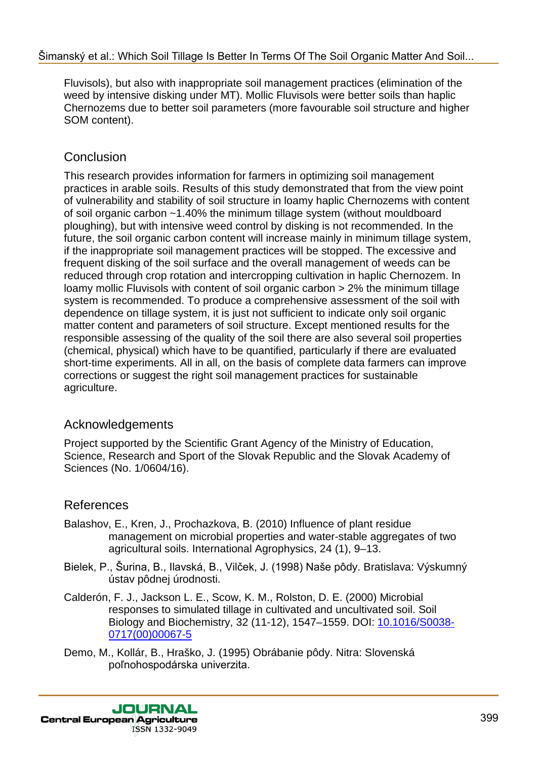Fluvisols), but also with inappropriate soil management practices (elimination of the weed by intensive disking under MT). Mollic Fluvisols were better soils than haplic Chernozems due to better soil parameters (more favourable soil structure and higher SOM content).

## Conclusion

This research provides information for farmers in optimizing soil management practices in arable soils. Results of this study demonstrated that from the view point of vulnerability and stability of soil structure in loamy haplic Chernozems with content of soil organic carbon ~1.40% the minimum tillage system (without mouldboard ploughing), but with intensive weed control by disking is not recommended. In the future, the soil organic carbon content will increase mainly in minimum tillage system, if the inappropriate soil management practices will be stopped. The excessive and frequent disking of the soil surface and the overall management of weeds can be reduced through crop rotation and intercropping cultivation in haplic Chernozem. In loamy mollic Fluvisols with content of soil organic carbon > 2% the minimum tillage system is recommended. To produce a comprehensive assessment of the soil with dependence on tillage system, it is just not sufficient to indicate only soil organic matter content and parameters of soil structure. Except mentioned results for the responsible assessing of the quality of the soil there are also several soil properties (chemical, physical) which have to be quantified, particularly if there are evaluated short-time experiments. All in all, on the basis of complete data farmers can improve corrections or suggest the right soil management practices for sustainable agriculture.

## Acknowledgements

Project supported by the Scientific Grant Agency of the Ministry of Education, Science, Research and Sport of the Slovak Republic and the Slovak Academy of Sciences (No. 1/0604/16).

## References

Balashov, E., Kren, J., Prochazkova, B. (2010) Influence of plant residue management on microbial properties and water-stable aggregates of two agricultural soils. International Agrophysics, 24 (1), 9–13.

Bielek, P., Šurina, B., Ilavská, B., Vilček, J. (1998) Naše pôdy. Bratislava: Výskumný ústav pôdnej úrodnosti.

Calderón, F. J., Jackson L. E., Scow, K. M., Rolston, D. E. (2000) Microbial responses to simulated tillage in cultivated and uncultivated soil. Soil Biology and Biochemistry, 32 (11-12), 1547–1559. DOI: 10.1016/S0038-0717(00)00067-5

Demo, M., Kollár, B., Hraško, J. (1995) Obrábanie pôdy. Nitra: Slovenská poľnohospodárska univerzita.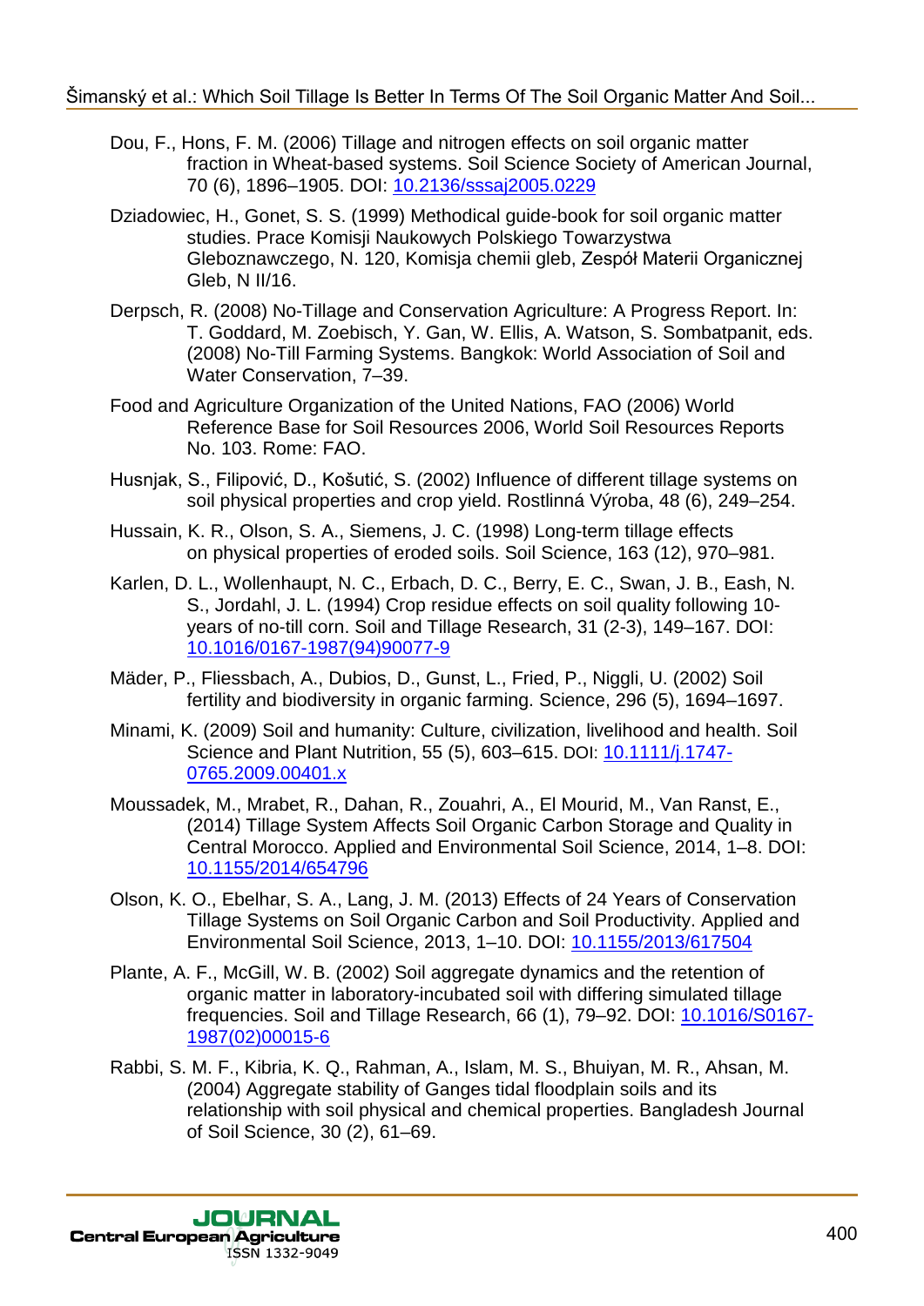Dou, F., Hons, F. M. (2006) Tillage and nitrogen effects on soil organic matter fraction in Wheat-based systems. Soil Science Society of American Journal, 70 (6), 1896–1905. DOI: 10.2136/sssaj2005.0229

Dziadowiec, H., Gonet, S. S. (1999) Methodical guide-book for soil organic matter studies. Prace Komisji Naukowych Polskiego Towarzystwa Gleboznawczego, N. 120, Komisja chemii gleb, Zespół Materii Organicznej Gleb, N II/16.

Derpsch, R. (2008) No-Tillage and Conservation Agriculture: A Progress Report. In: T. Goddard, M. Zoebisch, Y. Gan, W. Ellis, A. Watson, S. Sombatpanit, eds. (2008) No-Till Farming Systems. Bangkok: World Association of Soil and Water Conservation, 7–39.

Food and Agriculture Organization of the United Nations, FAO (2006) World Reference Base for Soil Resources 2006, World Soil Resources Reports No. 103. Rome: FAO.

Husnjak, S., Filipović, D., Košutić, S. (2002) Influence of different tillage systems on soil physical properties and crop yield. Rostlinná Výroba, 48 (6), 249–254.

Hussain, K. R., Olson, S. A., Siemens, J. C. (1998) Long-term tillage effects on physical properties of eroded soils. Soil Science, 163 (12), 970–981.

Karlen, D. L., Wollenhaupt, N. C., Erbach, D. C., Berry, E. C., Swan, J. B., Eash, N. S., Jordahl, J. L. (1994) Crop residue effects on soil quality following 10-years of no-till corn. Soil and Tillage Research, 31 (2-3), 149–167. DOI: 10.1016/0167-1987(94)90077-9

Mäder, P., Fliessbach, A., Dubios, D., Gunst, L., Fried, P., Niggli, U. (2002) Soil fertility and biodiversity in organic farming. Science, 296 (5), 1694–1697.

Minami, K. (2009) Soil and humanity: Culture, civilization, livelihood and health. Soil Science and Plant Nutrition, 55 (5), 603–615. DOI: 10.1111/j.1747-0765.2009.00401.x

Moussadek, M., Mrabet, R., Dahan, R., Zouahri, A., El Mourid, M., Van Ranst, E., (2014) Tillage System Affects Soil Organic Carbon Storage and Quality in Central Morocco. Applied and Environmental Soil Science, 2014, 1–8. DOI: 10.1155/2014/654796

Olson, K. O., Ebelhar, S. A., Lang, J. M. (2013) Effects of 24 Years of Conservation Tillage Systems on Soil Organic Carbon and Soil Productivity. Applied and Environmental Soil Science, 2013, 1–10. DOI: 10.1155/2013/617504

Plante, A. F., McGill, W. B. (2002) Soil aggregate dynamics and the retention of organic matter in laboratory-incubated soil with differing simulated tillage frequencies. Soil and Tillage Research, 66 (1), 79–92. DOI: 10.1016/S0167-1987(02)00015-6

Rabbi, S. M. F., Kibria, K. Q., Rahman, A., Islam, M. S., Bhuiyan, M. R., Ahsan, M. (2004) Aggregate stability of Ganges tidal floodplain soils and its relationship with soil physical and chemical properties. Bangladesh Journal of Soil Science, 30 (2), 61–69.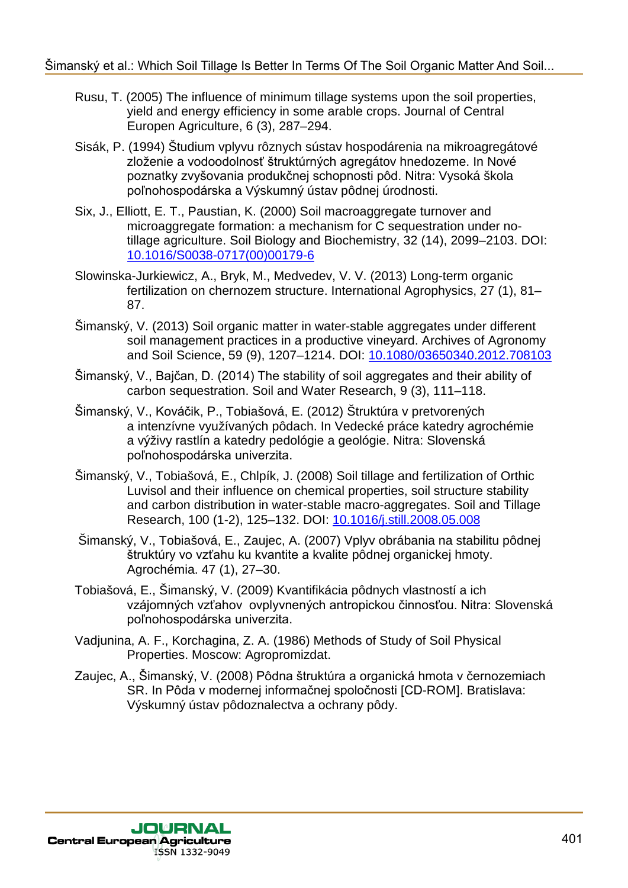Rusu, T. (2005) The influence of minimum tillage systems upon the soil properties, yield and energy efficiency in some arable crops. Journal of Central Europen Agriculture, 6 (3), 287–294.

Sisák, P. (1994) Študium vplyvu rôznych sústav hospodárenia na mikroagregátové zloženie a vodoodolnosť štruktúrnych agregátov hnedozeme. In Nové poznatky zvyšovania produkčnej schopnosti pôd. Nitra: Vysoká škola poľnohospodárska a Výskumný ústav pôdnej úrodnosti.

Six, J., Elliott, E. T., Paustian, K. (2000) Soil macroaggregate turnover and microaggregate formation: a mechanism for C sequestration under no-tillage agriculture. Soil Biology and Biochemistry, 32 (14), 2099–2103. DOI: 10.1016/S0038-0717(00)00179-6

Slowinska-Jurkiewicz, A., Bryk, M., Medvedev, V. V. (2013) Long-term organic fertilization on chernozem structure. International Agrophysics, 27 (1), 81–87.

Šimanský, V. (2013) Soil organic matter in water-stable aggregates under different soil management practices in a productive vineyard. Archives of Agronomy and Soil Science, 59 (9), 1207–1214. DOI: 10.1080/03650340.2012.708103

Šimanský, V., Bajčan, D. (2014) The stability of soil aggregates and their ability of carbon sequestration. Soil and Water Research, 9 (3), 111–118.

Šimanský, V., Kováčik, P., Tobiašová, E. (2012) Štruktúra v pretvorených a intenzívne využívaných pôdach. In Vedecké práce katedry agrochémie a výživy rastlín a katedry pedológie a geológie. Nitra: Slovenská poľnohospodárska univerzita.

Šimanský, V., Tobiašová, E., Chlpík, J. (2008) Soil tillage and fertilization of Orthic Luvisol and their influence on chemical properties, soil structure stability and carbon distribution in water-stable macro-aggregates. Soil and Tillage Research, 100 (1-2), 125–132. DOI: 10.1016/j.still.2008.05.008

Šimanský, V., Tobiašová, E., Zaujec, A. (2007) Vplyv obrábania na stabilitu pôdnej štruktúry vo vzťahu ku kvantite a kvalite pôdnej organickej hmoty. Agrochémia. 47 (1), 27–30.

Tobiašová, E., Šimanský, V. (2009) Kvantifikácia pôdnych vlastností a ich vzájomných vzťahov ovplyvnených antropickou činnosťou. Nitra: Slovenská poľnohospodárska univerzita.

Vadjunina, A. F., Korchagina, Z. A. (1986) Methods of Study of Soil Physical Properties. Moscow: Agropromizdat.

Zaujec, A., Šimanský, V. (2008) Pôdna štruktúra a organická hmota v černozemiach SR. In Pôda v modernej informačnej spoločnosti [CD-ROM]. Bratislava: Výskumný ústav pôdoznalectva a ochrany pôdy.